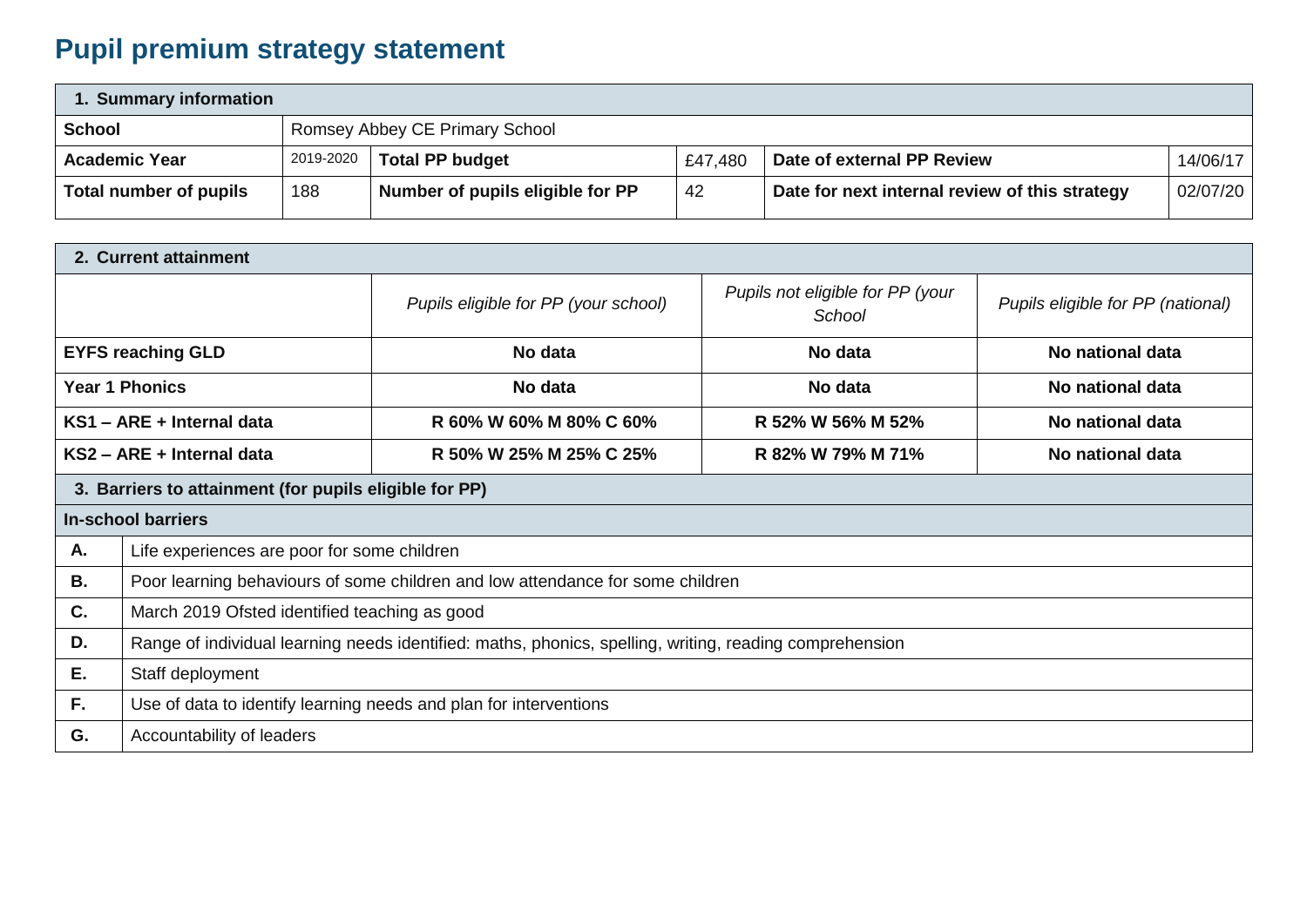# Pupil premium strategy statement

| 1. Summary information | | | | | |
|---|---|---|---|---|---|
| **School** | Romsey Abbey CE Primary School | | | | |
| **Academic Year** | 2019-2020 | **Total PP budget** | £47,480 | **Date of external PP Review** | 14/06/17 |
| **Total number of pupils** | 188 | **Number of pupils eligible for PP** | 42 | **Date for next internal review of this strategy** | 02/07/20 |

| 2. Current attainment | | | |
|---|---|---|---|
| | *Pupils eligible for PP (your school)* | *Pupils not eligible for PP (your School* | *Pupils eligible for PP (national)* |
| **EYFS reaching GLD** | **No data** | **No data** | **No national data** |
| **Year 1 Phonics** | **No data** | **No data** | **No national data** |
| **KS1 – ARE + Internal data** | **R 60% W 60% M 80% C 60%** | **R 52% W 56% M 52%** | **No national data** |
| **KS2 – ARE + Internal data** | **R 50% W 25% M 25% C 25%** | **R 82% W 79% M 71%** | **No national data** |

| 3. Barriers to attainment (for pupils eligible for PP) | |
|---|---|
| **In-school barriers** | |
| **A.** | Life experiences are poor for some children |
| **B.** | Poor learning behaviours of some children and low attendance for some children |
| **C.** | March 2019 Ofsted identified teaching as good |
| **D.** | Range of individual learning needs identified: maths, phonics, spelling, writing, reading comprehension |
| **E.** | Staff deployment |
| **F.** | Use of data to identify learning needs and plan for interventions |
| **G.** | Accountability of leaders |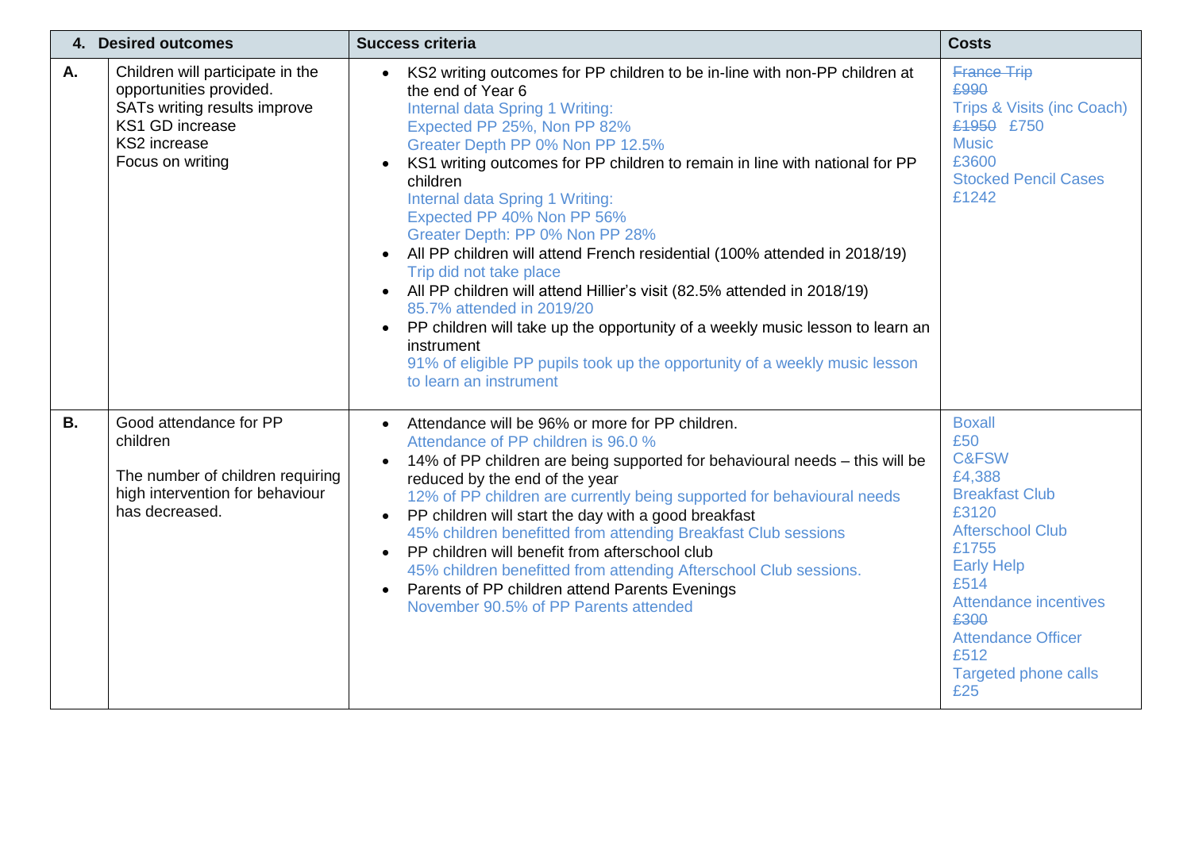| 4. Desired outcomes | | Success criteria | Costs |
|---|---|---|---|
| **A.** | Children will participate in the opportunities provided.<br>SATs writing results improve<br>KS1 GD increase<br>KS2 increase<br>Focus on writing | • KS2 writing outcomes for PP children to be in-line with non-PP children at the end of Year 6<br>Internal data Spring 1 Writing:<br>Expected PP 25%, Non PP 82%<br>Greater Depth PP 0% Non PP 12.5%<br>• KS1 writing outcomes for PP children to remain in line with national for PP children<br>Internal data Spring 1 Writing:<br>Expected PP 40% Non PP 56%<br>Greater Depth: PP 0% Non PP 28%<br>• All PP children will attend French residential (100% attended in 2018/19)<br>Trip did not take place<br>• All PP children will attend Hillier's visit (82.5% attended in 2018/19)<br>85.7% attended in 2019/20<br>• PP children will take up the opportunity of a weekly music lesson to learn an instrument<br>91% of eligible PP pupils took up the opportunity of a weekly music lesson to learn an instrument | ~~France Trip~~<br>~~£990~~<br>Trips & Visits (inc Coach)<br>~~£1950~~ £750<br>Music<br>£3600<br>Stocked Pencil Cases<br>£1242 |
| **B.** | Good attendance for PP children<br><br>The number of children requiring high intervention for behaviour has decreased. | • Attendance will be 96% or more for PP children.<br>Attendance of PP children is 96.0 %<br>• 14% of PP children are being supported for behavioural needs – this will be reduced by the end of the year<br>12% of PP children are currently being supported for behavioural needs<br>• PP children will start the day with a good breakfast<br>45% children benefitted from attending Breakfast Club sessions<br>• PP children will benefit from afterschool club<br>45% children benefitted from attending Afterschool Club sessions.<br>• Parents of PP children attend Parents Evenings<br>November 90.5% of PP Parents attended | Boxall<br>£50<br>C&FSW<br>£4,388<br>Breakfast Club<br>£3120<br>Afterschool Club<br>£1755<br>Early Help<br>£514<br>Attendance incentives<br>~~£300~~<br>Attendance Officer<br>£512<br>Targeted phone calls<br>£25 |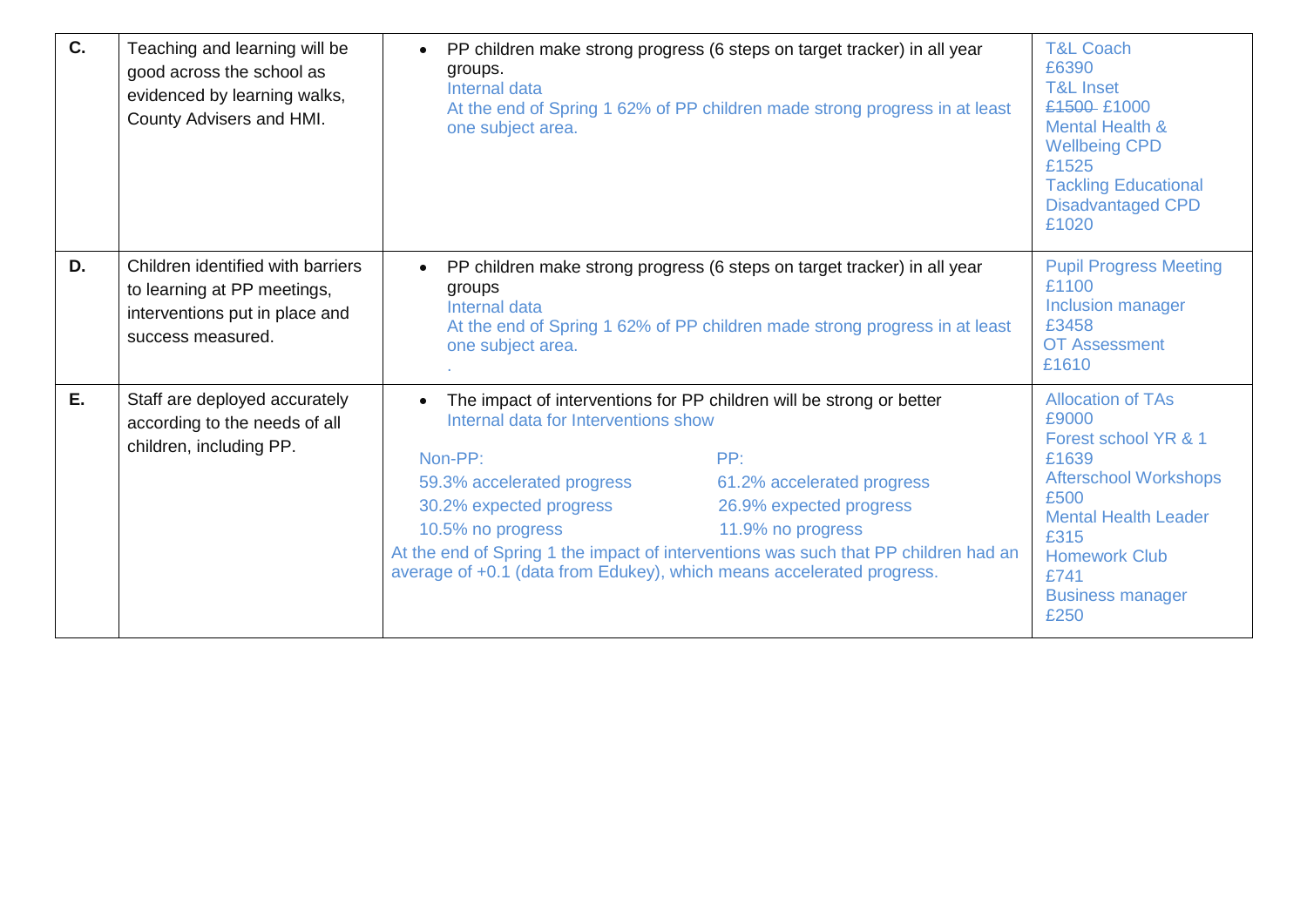| | | | |
|---|---|---|---|
| **C.** | Teaching and learning will be good across the school as evidenced by learning walks, County Advisers and HMI. | • PP children make strong progress (6 steps on target tracker) in all year groups.<br>Internal data<br>At the end of Spring 1 62% of PP children made strong progress in at least one subject area. | T&L Coach<br>£6390<br>T&L Inset<br>~~£1500~~ £1000<br>Mental Health & Wellbeing CPD<br>£1525<br>Tackling Educational Disadvantaged CPD<br>£1020 |
| **D.** | Children identified with barriers to learning at PP meetings, interventions put in place and success measured. | • PP children make strong progress (6 steps on target tracker) in all year groups<br>Internal data<br>At the end of Spring 1 62% of PP children made strong progress in at least one subject area.<br>. | Pupil Progress Meeting<br>£1100<br>Inclusion manager<br>£3458<br>OT Assessment<br>£1610 |
| **E.** | Staff are deployed accurately according to the needs of all children, including PP. | • The impact of interventions for PP children will be strong or better<br>Internal data for Interventions show<br><br>Non-PP: 59.3% accelerated progress, 30.2% expected progress, 10.5% no progress<br>PP: 61.2% accelerated progress, 26.9% expected progress, 11.9% no progress<br><br>At the end of Spring 1 the impact of interventions was such that PP children had an average of +0.1 (data from Edukey), which means accelerated progress. | Allocation of TAs<br>£9000<br>Forest school YR & 1<br>£1639<br>Afterschool Workshops<br>£500<br>Mental Health Leader<br>£315<br>Homework Club<br>£741<br>Business manager<br>£250 |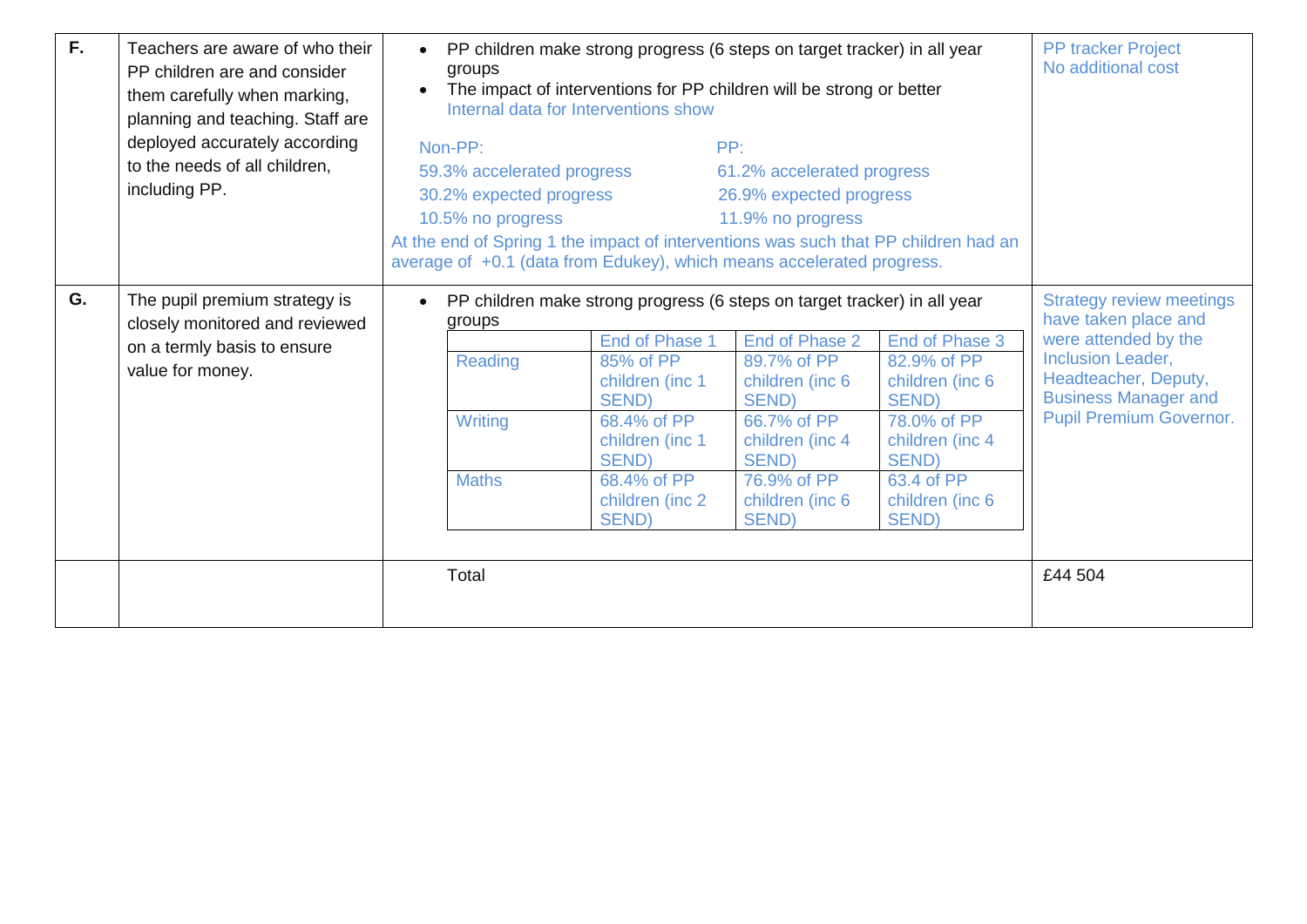| | | | |
|---|---|---|---|
| **F.** | Teachers are aware of who their PP children are and consider them carefully when marking, planning and teaching. Staff are deployed accurately according to the needs of all children, including PP. | • PP children make strong progress (6 steps on target tracker) in all year groups<br>• The impact of interventions for PP children will be strong or better<br>Internal data for Interventions show<br><br>Non-PP:<br>59.3% accelerated progress<br>30.2% expected progress<br>10.5% no progress<br><br>PP:<br>61.2% accelerated progress<br>26.9% expected progress<br>11.9% no progress<br><br>At the end of Spring 1 the impact of interventions was such that PP children had an average of +0.1 (data from Edukey), which means accelerated progress. | PP tracker Project<br>No additional cost |
| **G.** | The pupil premium strategy is closely monitored and reviewed on a termly basis to ensure value for money. | • PP children make strong progress (6 steps on target tracker) in all year groups<br><br>Reading: End of Phase 1 – 85% of PP children (inc 1 SEND); End of Phase 2 – 89.7% of PP children (inc 6 SEND); End of Phase 3 – 82.9% of PP children (inc 6 SEND)<br>Writing: End of Phase 1 – 68.4% of PP children (inc 1 SEND); End of Phase 2 – 66.7% of PP children (inc 4 SEND); End of Phase 3 – 78.0% of PP children (inc 4 SEND)<br>Maths: End of Phase 1 – 68.4% of PP children (inc 2 SEND); End of Phase 2 – 76.9% of PP children (inc 6 SEND); End of Phase 3 – 63.4 of PP children (inc 6 SEND) | Strategy review meetings have taken place and were attended by the Inclusion Leader, Headteacher, Deputy, Business Manager and Pupil Premium Governor. |
| | | Total | £44 504 |

| | End of Phase 1 | End of Phase 2 | End of Phase 3 |
|---|---|---|---|
| Reading | 85% of PP children (inc 1 SEND) | 89.7% of PP children (inc 6 SEND) | 82.9% of PP children (inc 6 SEND) |
| Writing | 68.4% of PP children (inc 1 SEND) | 66.7% of PP children (inc 4 SEND) | 78.0% of PP children (inc 4 SEND) |
| Maths | 68.4% of PP children (inc 2 SEND) | 76.9% of PP children (inc 6 SEND) | 63.4 of PP children (inc 6 SEND) |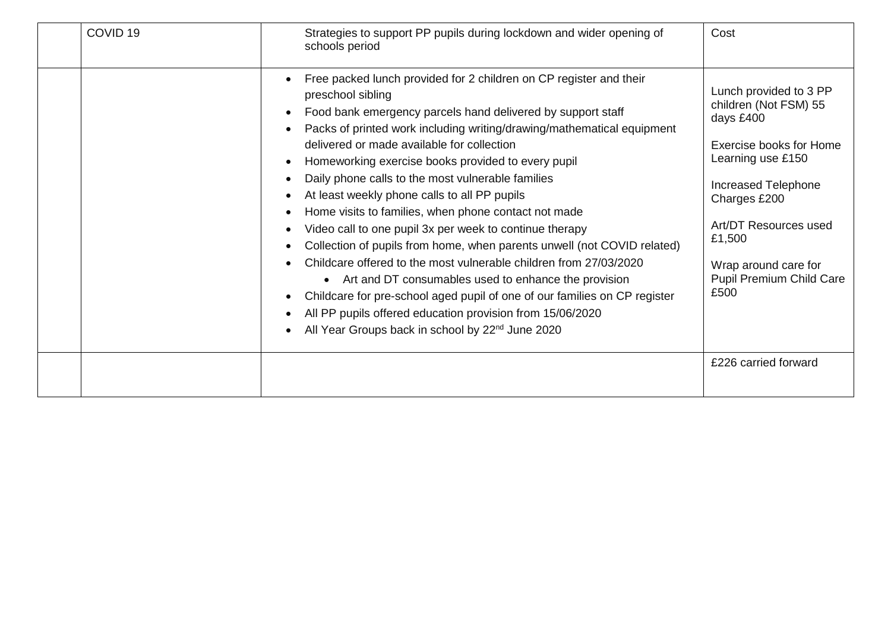| | COVID 19 | Strategies to support PP pupils during lockdown and wider opening of schools period | Cost |
|---|---|---|---|
| | | • Free packed lunch provided for 2 children on CP register and their preschool sibling<br>• Food bank emergency parcels hand delivered by support staff<br>• Packs of printed work including writing/drawing/mathematical equipment delivered or made available for collection<br>• Homeworking exercise books provided to every pupil<br>• Daily phone calls to the most vulnerable families<br>• At least weekly phone calls to all PP pupils<br>• Home visits to families, when phone contact not made<br>• Video call to one pupil 3x per week to continue therapy<br>• Collection of pupils from home, when parents unwell (not COVID related)<br>• Childcare offered to the most vulnerable children from 27/03/2020<br>&nbsp;&nbsp;&nbsp;&nbsp;• Art and DT consumables used to enhance the provision<br>• Childcare for pre-school aged pupil of one of our families on CP register<br>• All PP pupils offered education provision from 15/06/2020<br>• All Year Groups back in school by 22nd June 2020 | Lunch provided to 3 PP children (Not FSM) 55 days £400<br><br>Exercise books for Home Learning use £150<br><br>Increased Telephone Charges £200<br><br>Art/DT Resources used £1,500<br><br>Wrap around care for Pupil Premium Child Care £500 |
| | | | £226 carried forward |